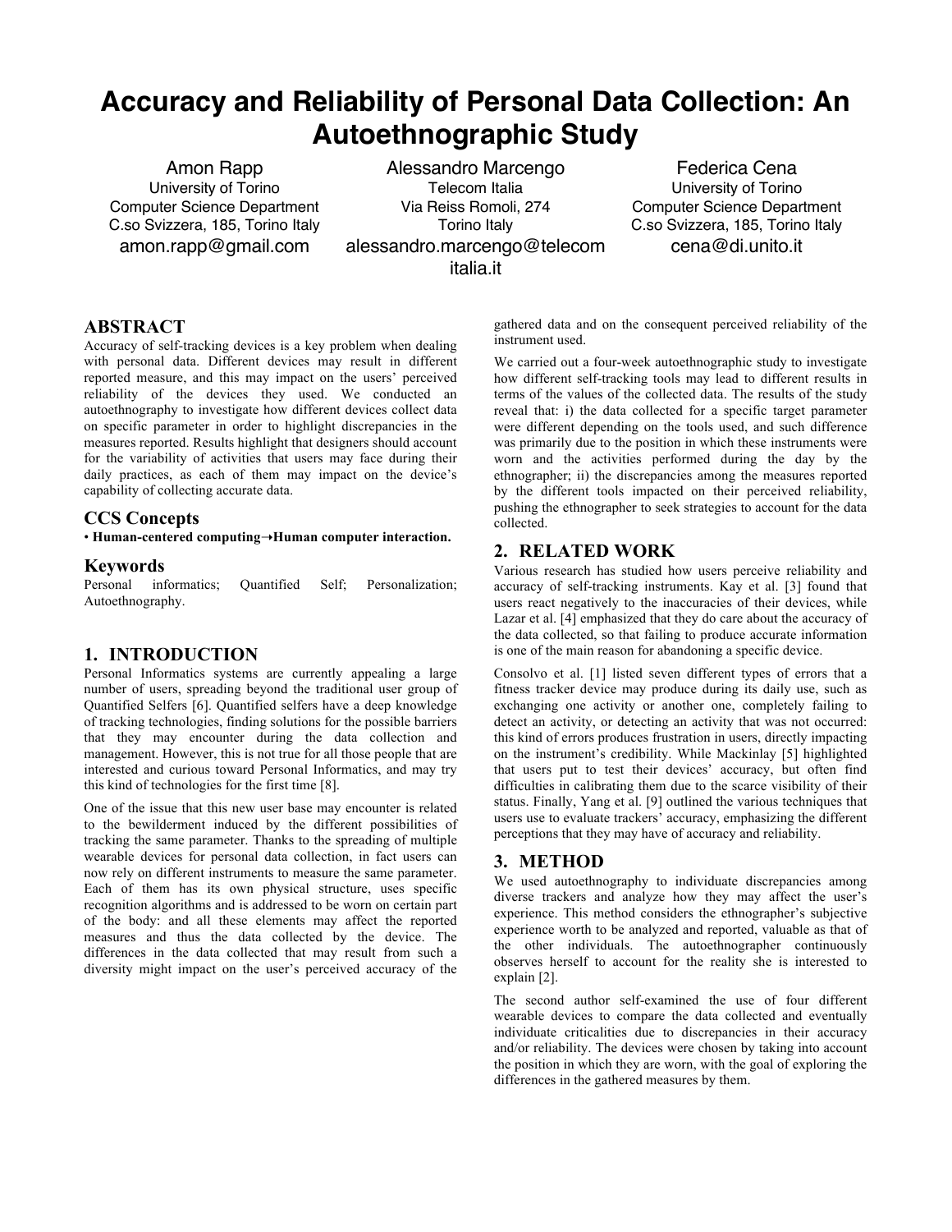# Accuracy and Reliability of Personal Data Collection: An Autoethnographic Study

Amon Rapp
University of Torino
Computer Science Department
C.so Svizzera, 185, Torino Italy
amon.rapp@gmail.com

Alessandro Marcengo
Telecom Italia
Via Reiss Romoli, 274
Torino Italy
alessandro.marcengo@telecomitalia.it

Federica Cena
University of Torino
Computer Science Department
C.so Svizzera, 185, Torino Italy
cena@di.unito.it

## ABSTRACT

Accuracy of self-tracking devices is a key problem when dealing with personal data. Different devices may result in different reported measure, and this may impact on the users' perceived reliability of the devices they used. We conducted an autoethnography to investigate how different devices collect data on specific parameter in order to highlight discrepancies in the measures reported. Results highlight that designers should account for the variability of activities that users may face during their daily practices, as each of them may impact on the device's capability of collecting accurate data.

## CCS Concepts

• **Human-centered computing→Human computer interaction.**

## Keywords

Personal informatics; Quantified Self; Personalization; Autoethnography.

## 1. INTRODUCTION

Personal Informatics systems are currently appealing a large number of users, spreading beyond the traditional user group of Quantified Selfers [6]. Quantified selfers have a deep knowledge of tracking technologies, finding solutions for the possible barriers that they may encounter during the data collection and management. However, this is not true for all those people that are interested and curious toward Personal Informatics, and may try this kind of technologies for the first time [8].

One of the issue that this new user base may encounter is related to the bewilderment induced by the different possibilities of tracking the same parameter. Thanks to the spreading of multiple wearable devices for personal data collection, in fact users can now rely on different instruments to measure the same parameter. Each of them has its own physical structure, uses specific recognition algorithms and is addressed to be worn on certain part of the body: and all these elements may affect the reported measures and thus the data collected by the device. The differences in the data collected that may result from such a diversity might impact on the user's perceived accuracy of the gathered data and on the consequent perceived reliability of the instrument used.

We carried out a four-week autoethnographic study to investigate how different self-tracking tools may lead to different results in terms of the values of the collected data. The results of the study reveal that: i) the data collected for a specific target parameter were different depending on the tools used, and such difference was primarily due to the position in which these instruments were worn and the activities performed during the day by the ethnographer; ii) the discrepancies among the measures reported by the different tools impacted on their perceived reliability, pushing the ethnographer to seek strategies to account for the data collected.

## 2. RELATED WORK

Various research has studied how users perceive reliability and accuracy of self-tracking instruments. Kay et al. [3] found that users react negatively to the inaccuracies of their devices, while Lazar et al. [4] emphasized that they do care about the accuracy of the data collected, so that failing to produce accurate information is one of the main reason for abandoning a specific device.

Consolvo et al. [1] listed seven different types of errors that a fitness tracker device may produce during its daily use, such as exchanging one activity or another one, completely failing to detect an activity, or detecting an activity that was not occurred: this kind of errors produces frustration in users, directly impacting on the instrument's credibility. While Mackinlay [5] highlighted that users put to test their devices' accuracy, but often find difficulties in calibrating them due to the scarce visibility of their status. Finally, Yang et al. [9] outlined the various techniques that users use to evaluate trackers' accuracy, emphasizing the different perceptions that they may have of accuracy and reliability.

## 3. METHOD

We used autoethnography to individuate discrepancies among diverse trackers and analyze how they may affect the user's experience. This method considers the ethnographer's subjective experience worth to be analyzed and reported, valuable as that of the other individuals. The autoethnographer continuously observes herself to account for the reality she is interested to explain [2].

The second author self-examined the use of four different wearable devices to compare the data collected and eventually individuate criticalities due to discrepancies in their accuracy and/or reliability. The devices were chosen by taking into account the position in which they are worn, with the goal of exploring the differences in the gathered measures by them.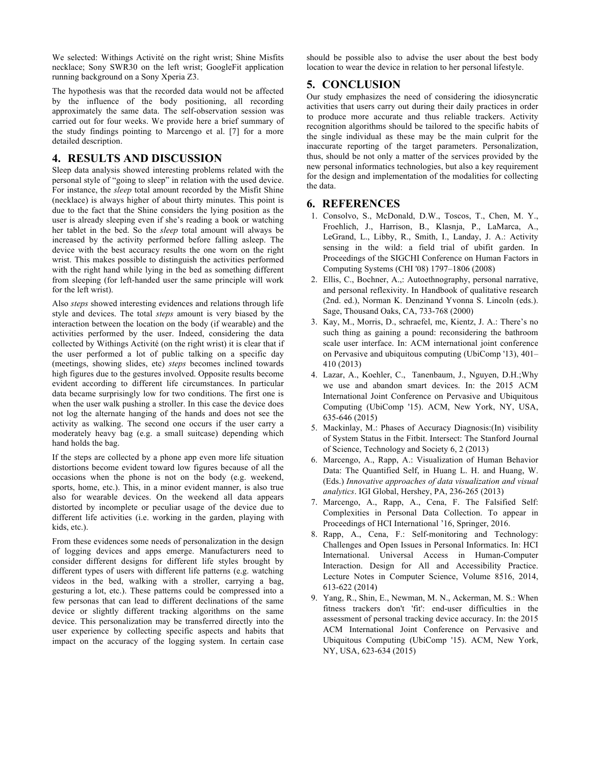We selected: Withings Activité on the right wrist; Shine Misfits necklace; Sony SWR30 on the left wrist; GoogleFit application running background on a Sony Xperia Z3.

The hypothesis was that the recorded data would not be affected by the influence of the body positioning, all recording approximately the same data. The self-observation session was carried out for four weeks. We provide here a brief summary of the study findings pointing to Marcengo et al. [7] for a more detailed description.

## 4. RESULTS AND DISCUSSION

Sleep data analysis showed interesting problems related with the personal style of "going to sleep" in relation with the used device. For instance, the *sleep* total amount recorded by the Misfit Shine (necklace) is always higher of about thirty minutes. This point is due to the fact that the Shine considers the lying position as the user is already sleeping even if she's reading a book or watching her tablet in the bed. So the *sleep* total amount will always be increased by the activity performed before falling asleep. The device with the best accuracy results the one worn on the right wrist. This makes possible to distinguish the activities performed with the right hand while lying in the bed as something different from sleeping (for left-handed user the same principle will work for the left wrist).

Also *steps* showed interesting evidences and relations through life style and devices. The total *steps* amount is very biased by the interaction between the location on the body (if wearable) and the activities performed by the user. Indeed, considering the data collected by Withings Activité (on the right wrist) it is clear that if the user performed a lot of public talking on a specific day (meetings, showing slides, etc) *steps* becomes inclined towards high figures due to the gestures involved. Opposite results become evident according to different life circumstances. In particular data became surprisingly low for two conditions. The first one is when the user walk pushing a stroller. In this case the device does not log the alternate hanging of the hands and does not see the activity as walking. The second one occurs if the user carry a moderately heavy bag (e.g. a small suitcase) depending which hand holds the bag.

If the steps are collected by a phone app even more life situation distortions become evident toward low figures because of all the occasions when the phone is not on the body (e.g. weekend, sports, home, etc.). This, in a minor evident manner, is also true also for wearable devices. On the weekend all data appears distorted by incomplete or peculiar usage of the device due to different life activities (i.e. working in the garden, playing with kids, etc.).

From these evidences some needs of personalization in the design of logging devices and apps emerge. Manufacturers need to consider different designs for different life styles brought by different types of users with different life patterns (e.g. watching videos in the bed, walking with a stroller, carrying a bag, gesturing a lot, etc.). These patterns could be compressed into a few personas that can lead to different declinations of the same device or slightly different tracking algorithms on the same device. This personalization may be transferred directly into the user experience by collecting specific aspects and habits that impact on the accuracy of the logging system. In certain case should be possible also to advise the user about the best body location to wear the device in relation to her personal lifestyle.

## 5. CONCLUSION

Our study emphasizes the need of considering the idiosyncratic activities that users carry out during their daily practices in order to produce more accurate and thus reliable trackers. Activity recognition algorithms should be tailored to the specific habits of the single individual as these may be the main culprit for the inaccurate reporting of the target parameters. Personalization, thus, should be not only a matter of the services provided by the new personal informatics technologies, but also a key requirement for the design and implementation of the modalities for collecting the data.

## 6. REFERENCES

1. Consolvo, S., McDonald, D.W., Toscos, T., Chen, M. Y., Froehlich, J., Harrison, B., Klasnja, P., LaMarca, A., LeGrand, L., Libby, R., Smith, I., Landay, J. A.: Activity sensing in the wild: a field trial of ubifit garden. In Proceedings of the SIGCHI Conference on Human Factors in Computing Systems (CHI '08) 1797–1806 (2008)
2. Ellis, C., Bochner, A.,: Autoethnography, personal narrative, and personal reflexivity. In Handbook of qualitative research (2nd. ed.), Norman K. Denzinand Yvonna S. Lincoln (eds.). Sage, Thousand Oaks, CA, 733-768 (2000)
3. Kay, M., Morris, D., schraefel, mc, Kientz, J. A.: There's no such thing as gaining a pound: reconsidering the bathroom scale user interface. In: ACM international joint conference on Pervasive and ubiquitous computing (UbiComp '13), 401–410 (2013)
4. Lazar, A., Koehler, C., Tanenbaum, J., Nguyen, D.H.;Why we use and abandon smart devices. In: the 2015 ACM International Joint Conference on Pervasive and Ubiquitous Computing (UbiComp '15). ACM, New York, NY, USA, 635-646 (2015)
5. Mackinlay, M.: Phases of Accuracy Diagnosis:(In) visibility of System Status in the Fitbit. Intersect: The Stanford Journal of Science, Technology and Society 6, 2 (2013)
6. Marcengo, A., Rapp, A.: Visualization of Human Behavior Data: The Quantified Self, in Huang L. H. and Huang, W. (Eds.) *Innovative approaches of data visualization and visual analytics*. IGI Global, Hershey, PA, 236-265 (2013)
7. Marcengo, A., Rapp, A., Cena, F. The Falsified Self: Complexities in Personal Data Collection. To appear in Proceedings of HCI International '16, Springer, 2016.
8. Rapp, A., Cena, F.: Self-monitoring and Technology: Challenges and Open Issues in Personal Informatics. In: HCI International. Universal Access in Human-Computer Interaction. Design for All and Accessibility Practice. Lecture Notes in Computer Science, Volume 8516, 2014, 613-622 (2014)
9. Yang, R., Shin, E., Newman, M. N., Ackerman, M. S.: When fitness trackers don't 'fit': end-user difficulties in the assessment of personal tracking device accuracy. In: the 2015 ACM International Joint Conference on Pervasive and Ubiquitous Computing (UbiComp '15). ACM, New York, NY, USA, 623-634 (2015)